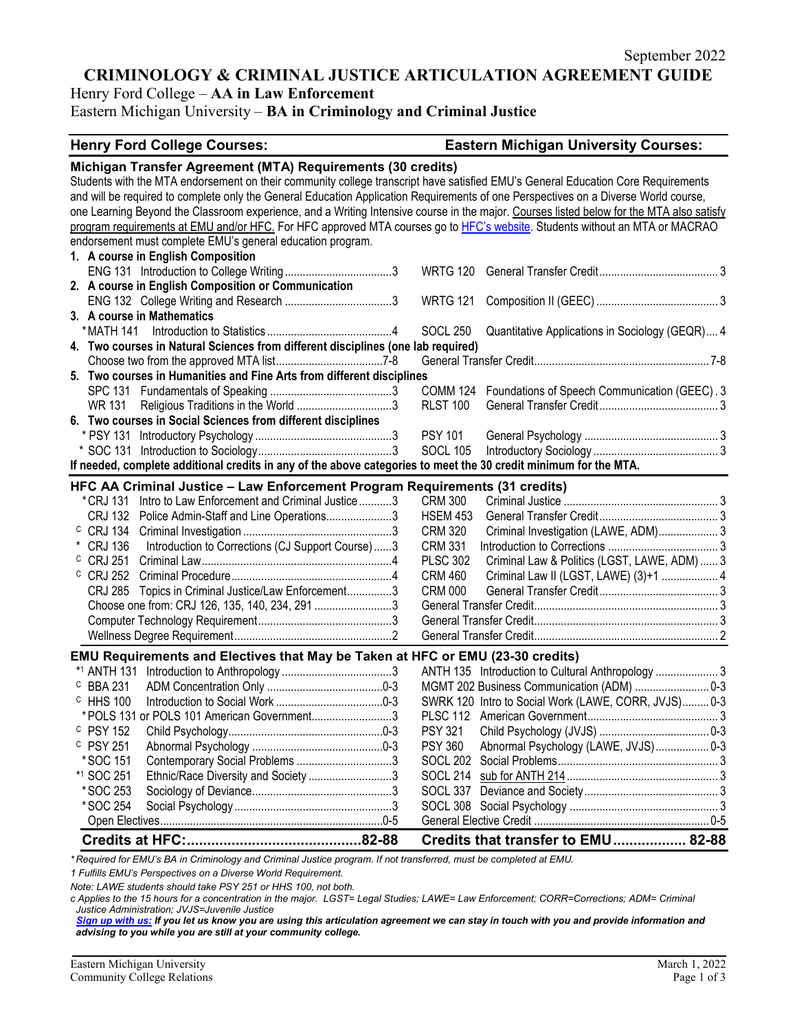September 2022

# CRIMINOLOGY & CRIMINAL JUSTICE ARTICULATION AGREEMENT GUIDE

Henry Ford College – **AA in Law Enforcement**
Eastern Michigan University – **BA in Criminology and Criminal Justice**

| Henry Ford College Courses: | | Eastern Michigan University Courses: | |
|---|---|---|---|

## Michigan Transfer Agreement (MTA) Requirements (30 credits)

Students with the MTA endorsement on their community college transcript have satisfied EMU's General Education Core Requirements and will be required to complete only the General Education Application Requirements of one Perspectives on a Diverse World course, one Learning Beyond the Classroom experience, and a Writing Intensive course in the major. Courses listed below for the MTA also satisfy program requirements at EMU and/or HFC. For HFC approved MTA courses go to HFC's website. Students without an MTA or MACRAO endorsement must complete EMU's general education program.

| HFC Course | HFC Credits | EMU Course | EMU Credits |
|---|---|---|---|
| **1. A course in English Composition** | | | |
| ENG 131 Introduction to College Writing | 3 | WRTG 120 General Transfer Credit | 3 |
| **2. A course in English Composition or Communication** | | | |
| ENG 132 College Writing and Research | 3 | WRTG 121 Composition II (GEEC) | 3 |
| **3. A course in Mathematics** | | | |
| *MATH 141 Introduction to Statistics | 4 | SOCL 250 Quantitative Applications in Sociology (GEQR) | 4 |
| **4. Two courses in Natural Sciences from different disciplines (one lab required)** | | | |
| Choose two from the approved MTA list | 7-8 | General Transfer Credit | 7-8 |
| **5. Two courses in Humanities and Fine Arts from different disciplines** | | | |
| SPC 131 Fundamentals of Speaking | 3 | COMM 124 Foundations of Speech Communication (GEEC) | 3 |
| WR 131 Religious Traditions in the World | 3 | RLST 100 General Transfer Credit | 3 |
| **6. Two courses in Social Sciences from different disciplines** | | | |
| * PSY 131 Introductory Psychology | 3 | PSY 101 General Psychology | 3 |
| * SOC 131 Introduction to Sociology | 3 | SOCL 105 Introductory Sociology | 3 |

**If needed, complete additional credits in any of the above categories to meet the 30 credit minimum for the MTA.**

## HFC AA Criminal Justice – Law Enforcement Program Requirements (31 credits)

| HFC Course | HFC Credits | EMU Course | EMU Credits |
|---|---|---|---|
| *CRJ 131 Intro to Law Enforcement and Criminal Justice | 3 | CRM 300 Criminal Justice | 3 |
| CRJ 132 Police Admin-Staff and Line Operations | 3 | HSEM 453 General Transfer Credit | 3 |
| c CRJ 134 Criminal Investigation | 3 | CRM 320 Criminal Investigation (LAWE, ADM) | 3 |
| * CRJ 136 Introduction to Corrections (CJ Support Course) | 3 | CRM 331 Introduction to Corrections | 3 |
| c CRJ 251 Criminal Law | 4 | PLSC 302 Criminal Law & Politics (LGST, LAWE, ADM) | 3 |
| c CRJ 252 Criminal Procedure | 4 | CRM 460 Criminal Law II (LGST, LAWE) (3)+1 | 4 |
| CRJ 285 Topics in Criminal Justice/Law Enforcement | 3 | CRM 000 General Transfer Credit | 3 |
| Choose one from: CRJ 126, 135, 140, 234, 291 | 3 | General Transfer Credit | 3 |
| Computer Technology Requirement | 3 | General Transfer Credit | 3 |
| Wellness Degree Requirement | 2 | General Transfer Credit | 2 |

## EMU Requirements and Electives that May be Taken at HFC or EMU (23-30 credits)

| HFC Course | HFC Credits | EMU Course | EMU Credits |
|---|---|---|---|
| *1 ANTH 131 Introduction to Anthropology | 3 | ANTH 135 Introduction to Cultural Anthropology | 3 |
| c BBA 231 ADM Concentration Only | 0-3 | MGMT 202 Business Communication (ADM) | 0-3 |
| c HHS 100 Introduction to Social Work | 0-3 | SWRK 120 Intro to Social Work (LAWE, CORR, JVJS) | 0-3 |
| *POLS 131 or POLS 101 American Government | 3 | PLSC 112 American Government | 3 |
| c PSY 152 Child Psychology | 0-3 | PSY 321 Child Psychology (JVJS) | 0-3 |
| c PSY 251 Abnormal Psychology | 0-3 | PSY 360 Abnormal Psychology (LAWE, JVJS) | 0-3 |
| *SOC 151 Contemporary Social Problems | 3 | SOCL 202 Social Problems | 3 |
| *1 SOC 251 Ethnic/Race Diversity and Society | 3 | SOCL 214 sub for ANTH 214 | 3 |
| *SOC 253 Sociology of Deviance | 3 | SOCL 337 Deviance and Society | 3 |
| *SOC 254 Social Psychology | 3 | SOCL 308 Social Psychology | 3 |
| Open Electives | 0-5 | General Elective Credit | 0-5 |
| **Credits at HFC:** | **82-88** | **Credits that transfer to EMU** | **82-88** |

*\* Required for EMU's BA in Criminology and Criminal Justice program. If not transferred, must be completed at EMU.*

*1 Fulfills EMU's Perspectives on a Diverse World Requirement.*

*Note: LAWE students should take PSY 251 or HHS 100, not both.*

*c Applies to the 15 hours for a concentration in the major. LGST= Legal Studies; LAWE= Law Enforcement; CORR=Corrections; ADM= Criminal Justice Administration; JVJS=Juvenile Justice*

***Sign up with us:** If you let us know you are using this articulation agreement we can stay in touch with you and provide information and advising to you while you are still at your community college.*

Eastern Michigan University
Community College Relations

March 1, 2022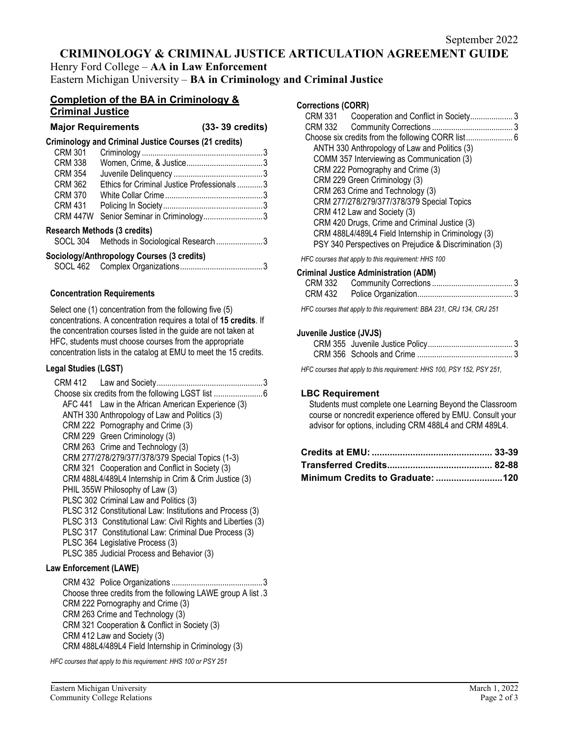September 2022

# CRIMINOLOGY & CRIMINAL JUSTICE ARTICULATION AGREEMENT GUIDE

Henry Ford College – **AA in Law Enforcement**

Eastern Michigan University – **BA in Criminology and Criminal Justice**

## Completion of the BA in Criminology & Criminal Justice

### Major Requirements (33- 39 credits)

**Criminology and Criminal Justice Courses (21 credits)**

| | | |
|---|---|---|
| CRM 301 | Criminology | 3 |
| CRM 338 | Women, Crime, & Justice | 3 |
| CRM 354 | Juvenile Delinquency | 3 |
| CRM 362 | Ethics for Criminal Justice Professionals | 3 |
| CRM 370 | White Collar Crime | 3 |
| CRM 431 | Policing In Society | 3 |
| CRM 447W | Senior Seminar in Criminology | 3 |

**Research Methods (3 credits)**

| | | |
|---|---|---|
| SOCL 304 | Methods in Sociological Research | 3 |

**Sociology/Anthropology Courses (3 credits)**

| | | |
|---|---|---|
| SOCL 462 | Complex Organizations | 3 |

### Concentration Requirements

Select one (1) concentration from the following five (5) concentrations. A concentration requires a total of **15 credits**. If the concentration courses listed in the guide are not taken at HFC, students must choose courses from the appropriate concentration lists in the catalog at EMU to meet the 15 credits.

**Legal Studies (LGST)**

CRM 412 Law and Society ........ 3

Choose six credits from the following LGST list ........ 6

- AFC 441 Law in the African American Experience (3)
- ANTH 330 Anthropology of Law and Politics (3)
- CRM 222 Pornography and Crime (3)
- CRM 229 Green Criminology (3)
- CRM 263 Crime and Technology (3)
- CRM 277/278/279/377/378/379 Special Topics (1-3)
- CRM 321 Cooperation and Conflict in Society (3)
- CRM 488L4/489L4 Internship in Crim & Crim Justice (3)
- PHIL 355W Philosophy of Law (3)
- PLSC 302 Criminal Law and Politics (3)
- PLSC 312 Constitutional Law: Institutions and Process (3)
- PLSC 313 Constitutional Law: Civil Rights and Liberties (3)
- PLSC 317 Constitutional Law: Criminal Due Process (3)
- PLSC 364 Legislative Process (3)
- PLSC 385 Judicial Process and Behavior (3)

**Law Enforcement (LAWE)**

CRM 432 Police Organizations ........ 3

Choose three credits from the following LAWE group A list . 3

- CRM 222 Pornography and Crime (3)
- CRM 263 Crime and Technology (3)
- CRM 321 Cooperation & Conflict in Society (3)
- CRM 412 Law and Society (3)
- CRM 488L4/489L4 Field Internship in Criminology (3)

*HFC courses that apply to this requirement: HHS 100 or PSY 251*

**Corrections (CORR)**

| | | |
|---|---|---|
| CRM 331 | Cooperation and Conflict in Society | 3 |
| CRM 332 | Community Corrections | 3 |

Choose six credits from the following CORR list ........ 6

- ANTH 330 Anthropology of Law and Politics (3)
- COMM 357 Interviewing as Communication (3)
- CRM 222 Pornography and Crime (3)
- CRM 229 Green Criminology (3)
- CRM 263 Crime and Technology (3)
- CRM 277/278/279/377/378/379 Special Topics
- CRM 412 Law and Society (3)
- CRM 420 Drugs, Crime and Criminal Justice (3)
- CRM 488L4/489L4 Field Internship in Criminology (3)
- PSY 340 Perspectives on Prejudice & Discrimination (3)

*HFC courses that apply to this requirement: HHS 100*

**Criminal Justice Administration (ADM)**

| | | |
|---|---|---|
| CRM 332 | Community Corrections | 3 |
| CRM 432 | Police Organization | 3 |

*HFC courses that apply to this requirement: BBA 231, CRJ 134, CRJ 251*

**Juvenile Justice (JVJS)**

| | | |
|---|---|---|
| CRM 355 | Juvenile Justice Policy | 3 |
| CRM 356 | Schools and Crime | 3 |

*HFC courses that apply to this requirement: HHS 100, PSY 152, PSY 251,*

### LBC Requirement

Students must complete one Learning Beyond the Classroom course or noncredit experience offered by EMU. Consult your advisor for options, including CRM 488L4 and CRM 489L4.

| | |
|---|---|
| **Credits at EMU:** | **33-39** |
| **Transferred Credits:** | **82-88** |
| **Minimum Credits to Graduate:** | **120** |

Eastern Michigan University
Community College Relations

March 1, 2022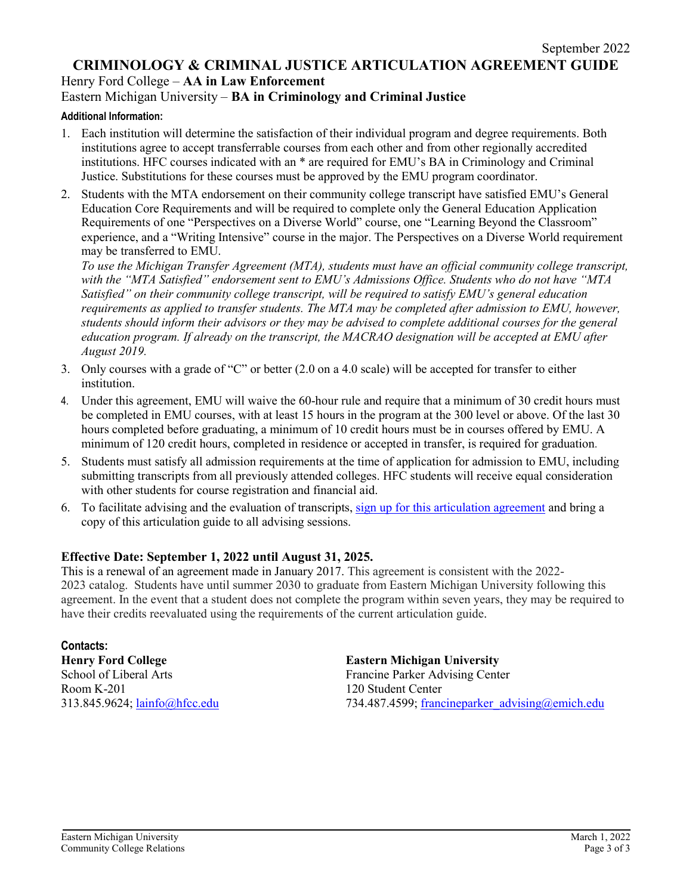September 2022

# CRIMINOLOGY & CRIMINAL JUSTICE ARTICULATION AGREEMENT GUIDE

Henry Ford College – **AA in Law Enforcement**

Eastern Michigan University – **BA in Criminology and Criminal Justice**

**Additional Information:**

1. Each institution will determine the satisfaction of their individual program and degree requirements. Both institutions agree to accept transferrable courses from each other and from other regionally accredited institutions. HFC courses indicated with an * are required for EMU's BA in Criminology and Criminal Justice. Substitutions for these courses must be approved by the EMU program coordinator.
2. Students with the MTA endorsement on their community college transcript have satisfied EMU's General Education Core Requirements and will be required to complete only the General Education Application Requirements of one "Perspectives on a Diverse World" course, one "Learning Beyond the Classroom" experience, and a "Writing Intensive" course in the major. The Perspectives on a Diverse World requirement may be transferred to EMU.
   *To use the Michigan Transfer Agreement (MTA), students must have an official community college transcript, with the "MTA Satisfied" endorsement sent to EMU's Admissions Office. Students who do not have "MTA Satisfied" on their community college transcript, will be required to satisfy EMU's general education requirements as applied to transfer students. The MTA may be completed after admission to EMU, however, students should inform their advisors or they may be advised to complete additional courses for the general education program. If already on the transcript, the MACRAO designation will be accepted at EMU after August 2019.*
3. Only courses with a grade of "C" or better (2.0 on a 4.0 scale) will be accepted for transfer to either institution.
4. Under this agreement, EMU will waive the 60-hour rule and require that a minimum of 30 credit hours must be completed in EMU courses, with at least 15 hours in the program at the 300 level or above. Of the last 30 hours completed before graduating, a minimum of 10 credit hours must be in courses offered by EMU. A minimum of 120 credit hours, completed in residence or accepted in transfer, is required for graduation.
5. Students must satisfy all admission requirements at the time of application for admission to EMU, including submitting transcripts from all previously attended colleges. HFC students will receive equal consideration with other students for course registration and financial aid.
6. To facilitate advising and the evaluation of transcripts, sign up for this articulation agreement and bring a copy of this articulation guide to all advising sessions.

**Effective Date: September 1, 2022 until August 31, 2025.**

This is a renewal of an agreement made in January 2017. This agreement is consistent with the 2022-2023 catalog. Students have until summer 2030 to graduate from Eastern Michigan University following this agreement. In the event that a student does not complete the program within seven years, they may be required to have their credits reevaluated using the requirements of the current articulation guide.

**Contacts:**

**Henry Ford College**
School of Liberal Arts
Room K-201
313.845.9624; lainfo@hfcc.edu

**Eastern Michigan University**
Francine Parker Advising Center
120 Student Center
734.487.4599; francineparker_advising@emich.edu